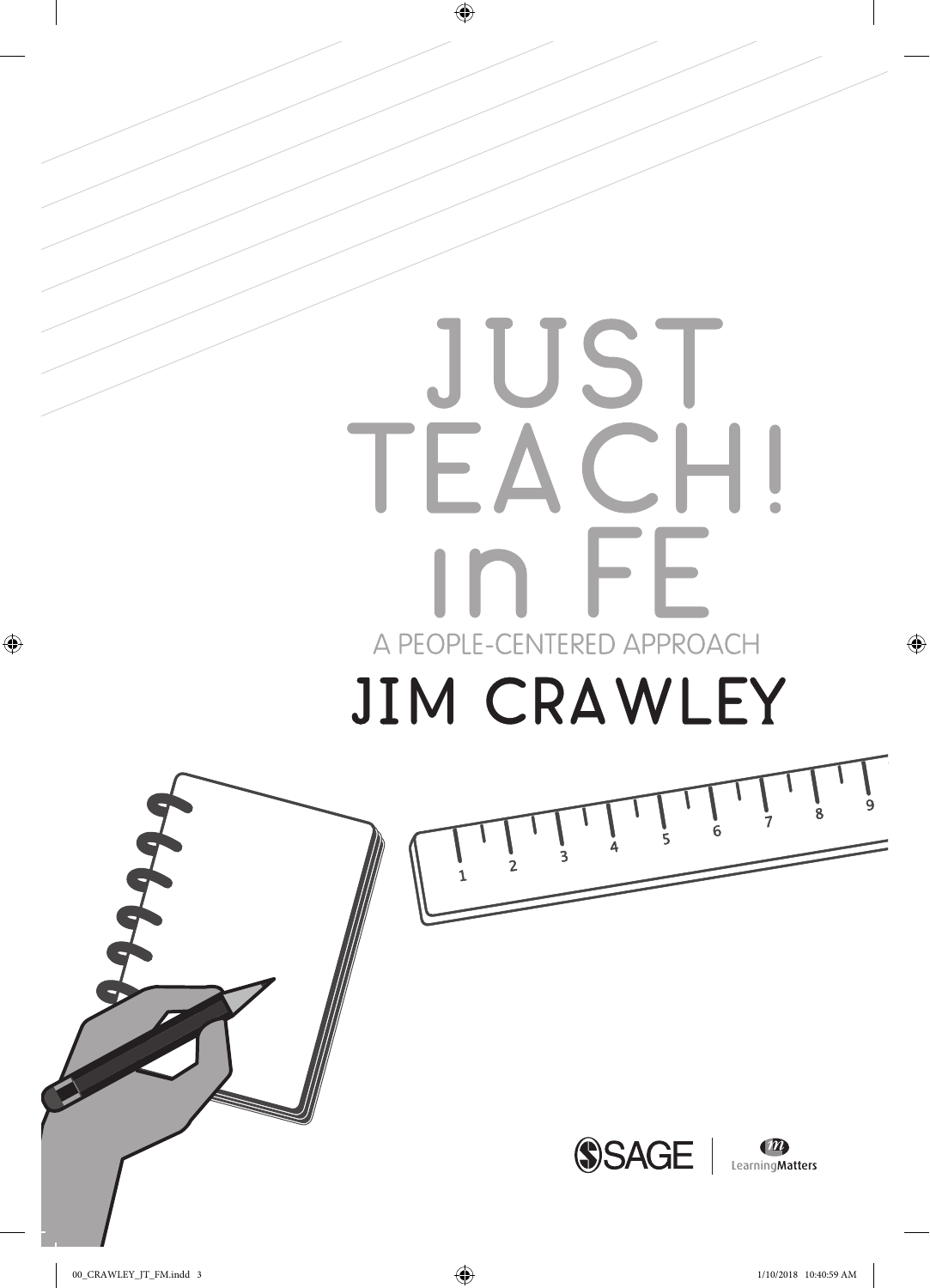# JUST TEACH! in FE

A PEOPLE-CENTERED APPROACH

## JIM CRAWLEY

SAGE | LearningMatters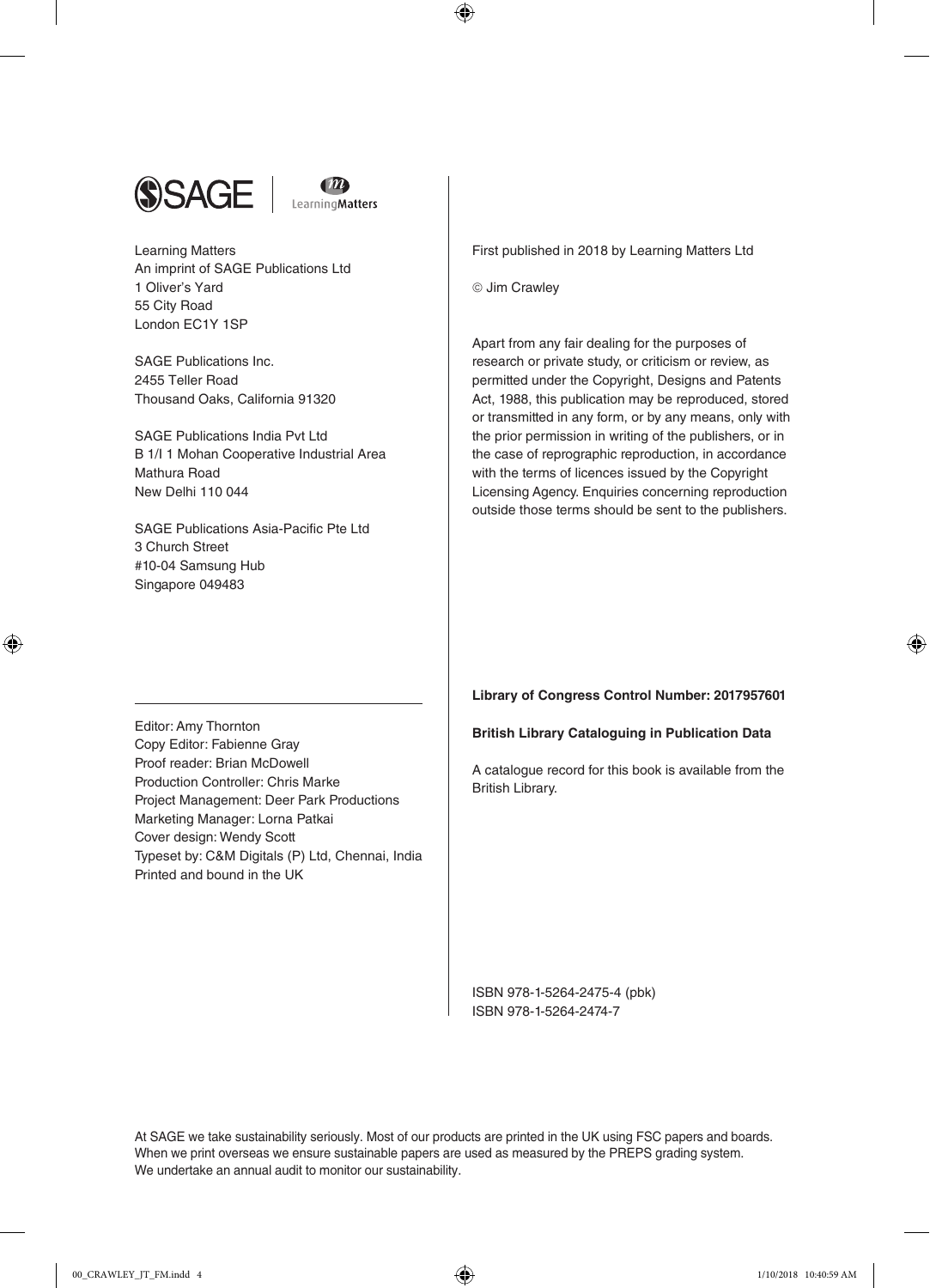Learning Matters
An imprint of SAGE Publications Ltd
1 Oliver's Yard
55 City Road
London EC1Y 1SP

SAGE Publications Inc.
2455 Teller Road
Thousand Oaks, California 91320

SAGE Publications India Pvt Ltd
B 1/I 1 Mohan Cooperative Industrial Area
Mathura Road
New Delhi 110 044

SAGE Publications Asia-Pacific Pte Ltd
3 Church Street
#10-04 Samsung Hub
Singapore 049483

Editor: Amy Thornton
Copy Editor: Fabienne Gray
Proof reader: Brian McDowell
Production Controller: Chris Marke
Project Management: Deer Park Productions
Marketing Manager: Lorna Patkai
Cover design: Wendy Scott
Typeset by: C&M Digitals (P) Ltd, Chennai, India
Printed and bound in the UK

First published in 2018 by Learning Matters Ltd

© Jim Crawley

Apart from any fair dealing for the purposes of research or private study, or criticism or review, as permitted under the Copyright, Designs and Patents Act, 1988, this publication may be reproduced, stored or transmitted in any form, or by any means, only with the prior permission in writing of the publishers, or in the case of reprographic reproduction, in accordance with the terms of licences issued by the Copyright Licensing Agency. Enquiries concerning reproduction outside those terms should be sent to the publishers.

**Library of Congress Control Number: 2017957601**

**British Library Cataloguing in Publication Data**

A catalogue record for this book is available from the British Library.

ISBN 978-1-5264-2475-4 (pbk)
ISBN 978-1-5264-2474-7

At SAGE we take sustainability seriously. Most of our products are printed in the UK using FSC papers and boards. When we print overseas we ensure sustainable papers are used as measured by the PREPS grading system. We undertake an annual audit to monitor our sustainability.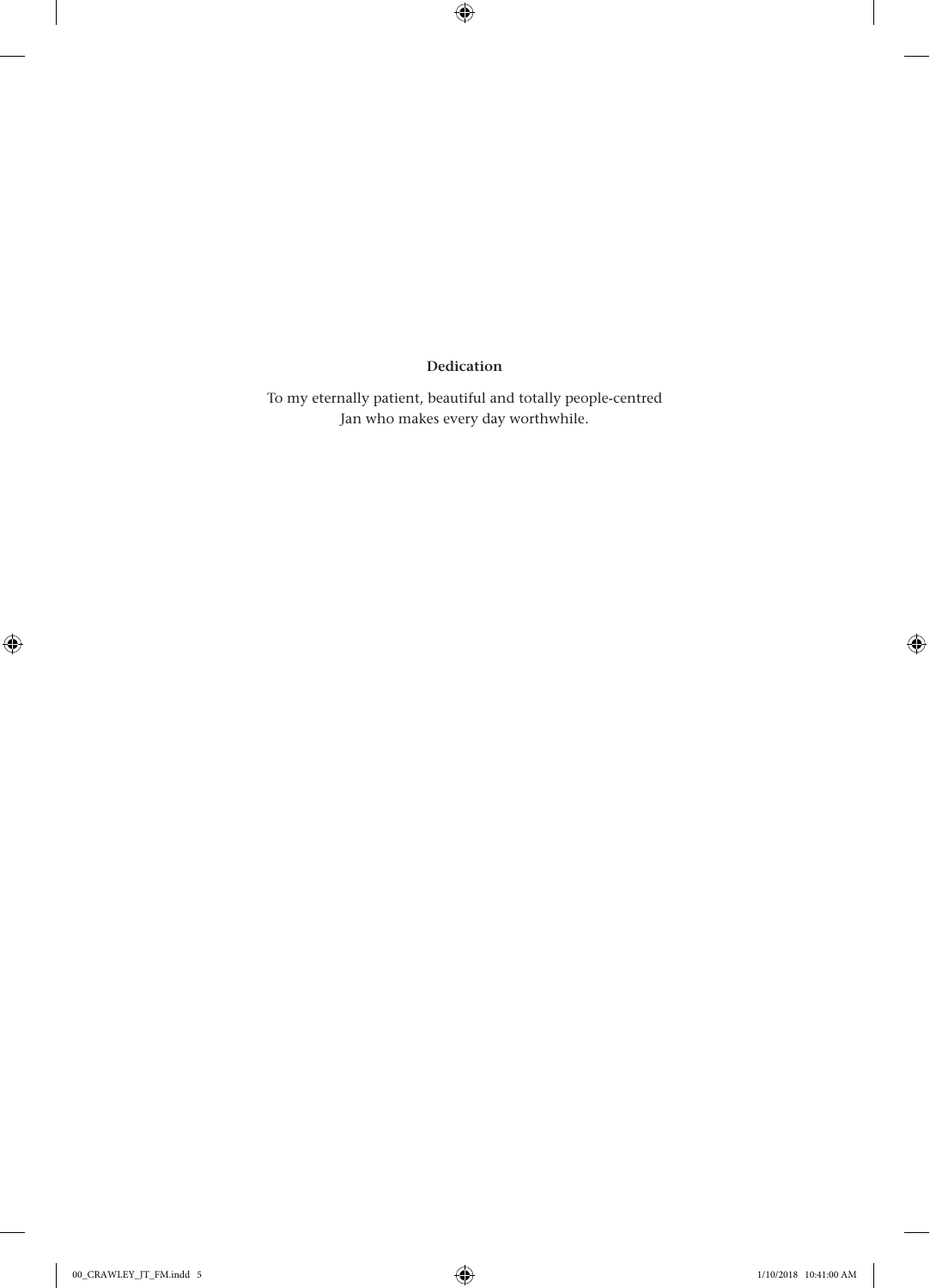**Dedication**

To my eternally patient, beautiful and totally people-centred Jan who makes every day worthwhile.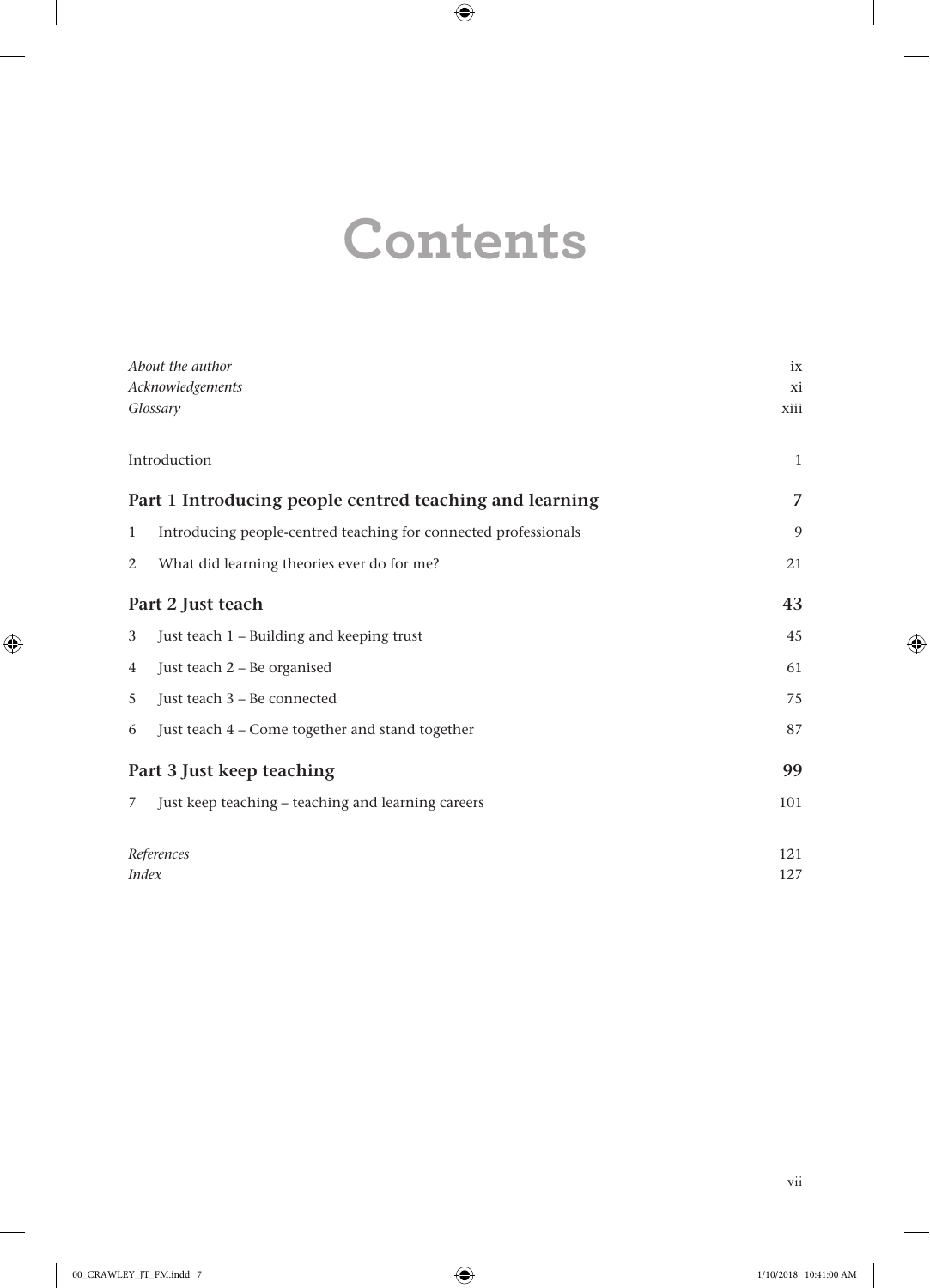# Contents

| | |
|---|---|
| *About the author* | ix |
| *Acknowledgements* | xi |
| *Glossary* | xiii |
| Introduction | 1 |
| **Part 1 Introducing people centred teaching and learning** | **7** |
| 1 Introducing people-centred teaching for connected professionals | 9 |
| 2 What did learning theories ever do for me? | 21 |
| **Part 2 Just teach** | **43** |
| 3 Just teach 1 – Building and keeping trust | 45 |
| 4 Just teach 2 – Be organised | 61 |
| 5 Just teach 3 – Be connected | 75 |
| 6 Just teach 4 – Come together and stand together | 87 |
| **Part 3 Just keep teaching** | **99** |
| 7 Just keep teaching – teaching and learning careers | 101 |
| *References* | 121 |
| *Index* | 127 |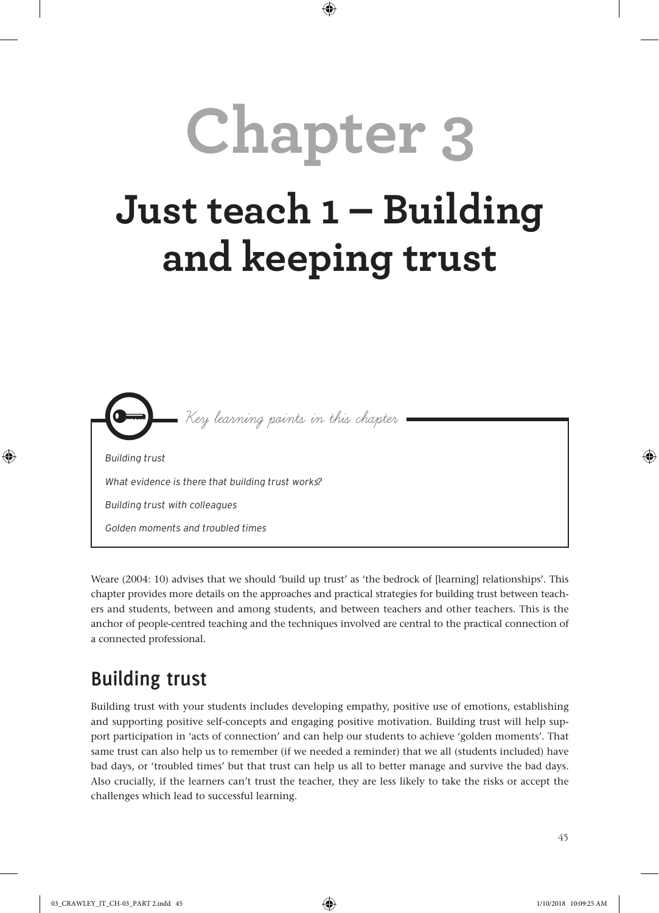# Chapter 3

# Just teach 1 – Building and keeping trust

*Key learning points in this chapter*

*Building trust*

*What evidence is there that building trust works?*

*Building trust with colleagues*

*Golden moments and troubled times*

Weare (2004: 10) advises that we should 'build up trust' as 'the bedrock of [learning] relationships'. This chapter provides more details on the approaches and practical strategies for building trust between teachers and students, between and among students, and between teachers and other teachers. This is the anchor of people-centred teaching and the techniques involved are central to the practical connection of a connected professional.

## Building trust

Building trust with your students includes developing empathy, positive use of emotions, establishing and supporting positive self-concepts and engaging positive motivation. Building trust will help support participation in 'acts of connection' and can help our students to achieve 'golden moments'. That same trust can also help us to remember (if we needed a reminder) that we all (students included) have bad days, or 'troubled times' but that trust can help us all to better manage and survive the bad days. Also crucially, if the learners can't trust the teacher, they are less likely to take the risks or accept the challenges which lead to successful learning.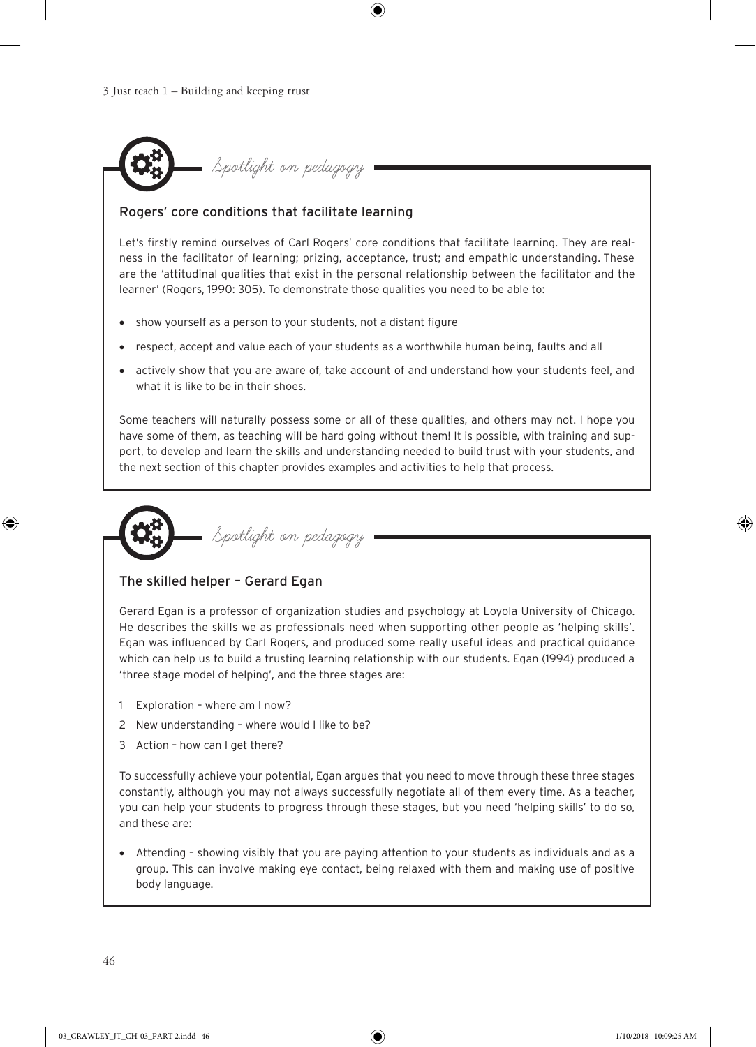*Spotlight on pedagogy*

### Rogers' core conditions that facilitate learning

Let's firstly remind ourselves of Carl Rogers' core conditions that facilitate learning. They are realness in the facilitator of learning; prizing, acceptance, trust; and empathic understanding. These are the 'attitudinal qualities that exist in the personal relationship between the facilitator and the learner' (Rogers, 1990: 305). To demonstrate those qualities you need to be able to:

- show yourself as a person to your students, not a distant figure
- respect, accept and value each of your students as a worthwhile human being, faults and all
- actively show that you are aware of, take account of and understand how your students feel, and what it is like to be in their shoes.

Some teachers will naturally possess some or all of these qualities, and others may not. I hope you have some of them, as teaching will be hard going without them! It is possible, with training and support, to develop and learn the skills and understanding needed to build trust with your students, and the next section of this chapter provides examples and activities to help that process.

*Spotlight on pedagogy*

### The skilled helper – Gerard Egan

Gerard Egan is a professor of organization studies and psychology at Loyola University of Chicago. He describes the skills we as professionals need when supporting other people as 'helping skills'. Egan was influenced by Carl Rogers, and produced some really useful ideas and practical guidance which can help us to build a trusting learning relationship with our students. Egan (1994) produced a 'three stage model of helping', and the three stages are:

1. Exploration – where am I now?
2. New understanding – where would I like to be?
3. Action – how can I get there?

To successfully achieve your potential, Egan argues that you need to move through these three stages constantly, although you may not always successfully negotiate all of them every time. As a teacher, you can help your students to progress through these stages, but you need 'helping skills' to do so, and these are:

- Attending – showing visibly that you are paying attention to your students as individuals and as a group. This can involve making eye contact, being relaxed with them and making use of positive body language.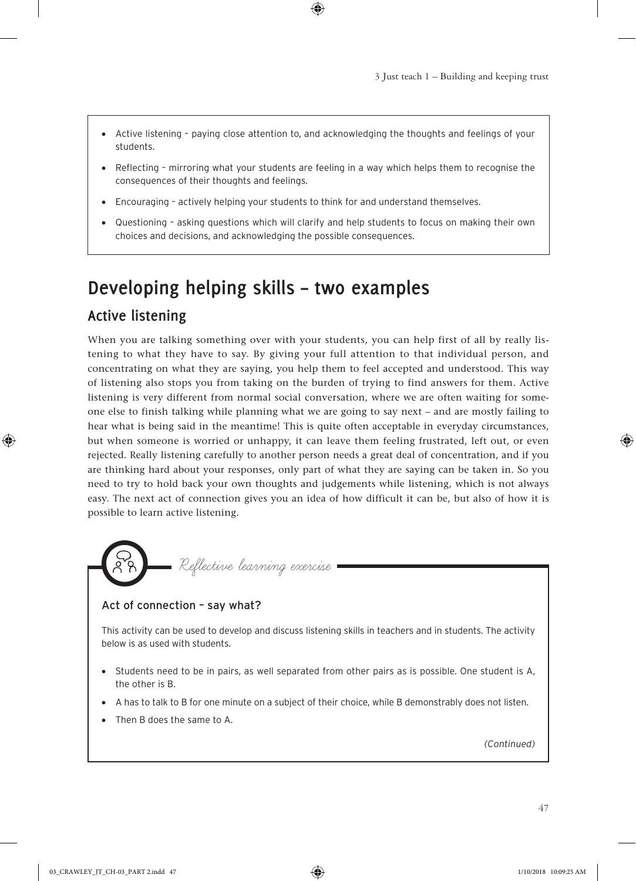- Active listening – paying close attention to, and acknowledging the thoughts and feelings of your students.
- Reflecting – mirroring what your students are feeling in a way which helps them to recognise the consequences of their thoughts and feelings.
- Encouraging – actively helping your students to think for and understand themselves.
- Questioning – asking questions which will clarify and help students to focus on making their own choices and decisions, and acknowledging the possible consequences.

## Developing helping skills – two examples

### Active listening

When you are talking something over with your students, you can help first of all by really listening to what they have to say. By giving your full attention to that individual person, and concentrating on what they are saying, you help them to feel accepted and understood. This way of listening also stops you from taking on the burden of trying to find answers for them. Active listening is very different from normal social conversation, where we are often waiting for someone else to finish talking while planning what we are going to say next – and are mostly failing to hear what is being said in the meantime! This is quite often acceptable in everyday circumstances, but when someone is worried or unhappy, it can leave them feeling frustrated, left out, or even rejected. Really listening carefully to another person needs a great deal of concentration, and if you are thinking hard about your responses, only part of what they are saying can be taken in. So you need to try to hold back your own thoughts and judgements while listening, which is not always easy. The next act of connection gives you an idea of how difficult it can be, but also of how it is possible to learn active listening.

*Reflective learning exercise*

#### Act of connection – say what?

This activity can be used to develop and discuss listening skills in teachers and in students. The activity below is as used with students.

- Students need to be in pairs, as well separated from other pairs as is possible. One student is A, the other is B.
- A has to talk to B for one minute on a subject of their choice, while B demonstrably does not listen.
- Then B does the same to A.

*(Continued)*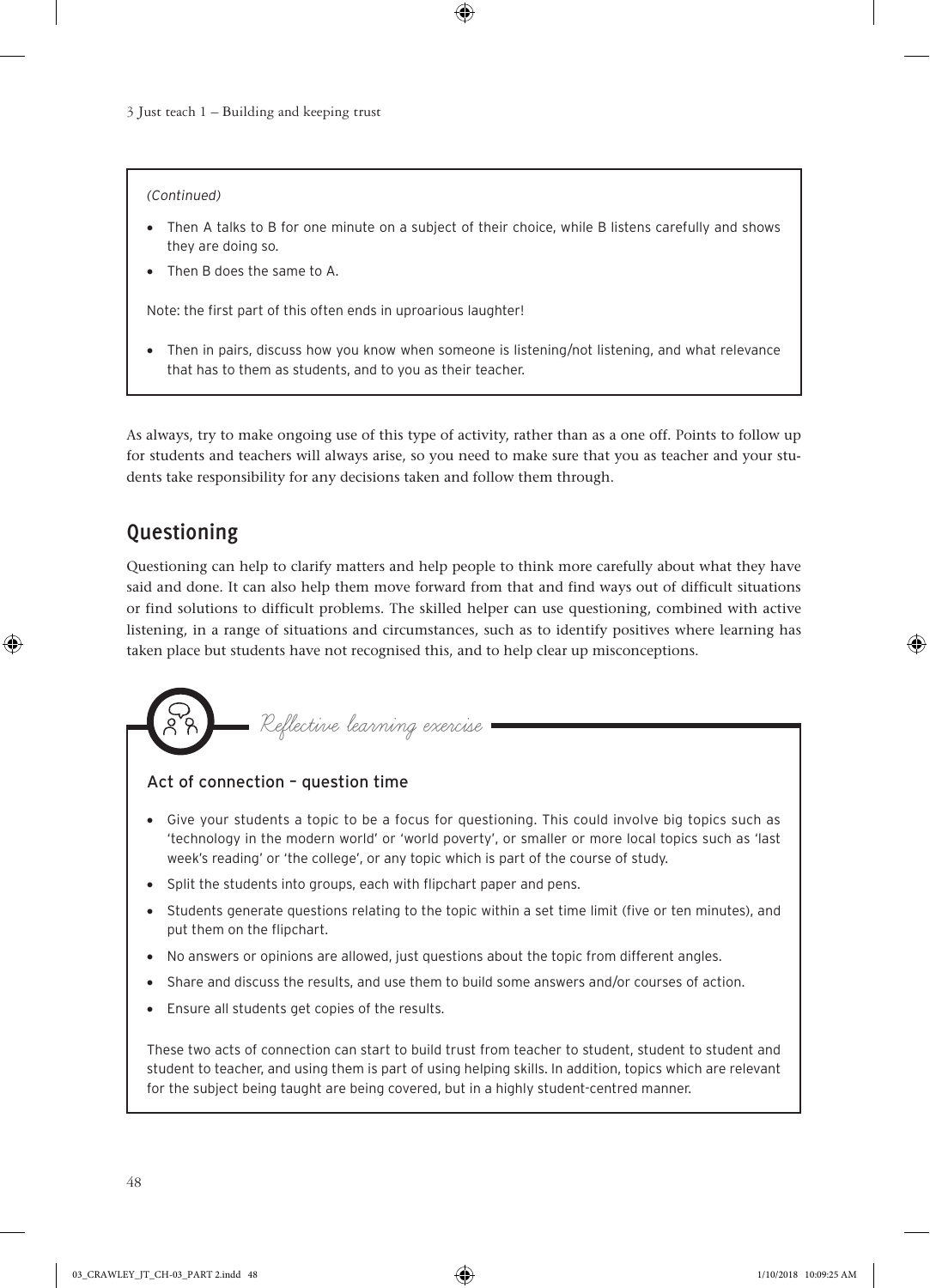*(Continued)*

- Then A talks to B for one minute on a subject of their choice, while B listens carefully and shows they are doing so.
- Then B does the same to A.

Note: the first part of this often ends in uproarious laughter!

- Then in pairs, discuss how you know when someone is listening/not listening, and what relevance that has to them as students, and to you as their teacher.

As always, try to make ongoing use of this type of activity, rather than as a one off. Points to follow up for students and teachers will always arise, so you need to make sure that you as teacher and your students take responsibility for any decisions taken and follow them through.

## Questioning

Questioning can help to clarify matters and help people to think more carefully about what they have said and done. It can also help them move forward from that and find ways out of difficult situations or find solutions to difficult problems. The skilled helper can use questioning, combined with active listening, in a range of situations and circumstances, such as to identify positives where learning has taken place but students have not recognised this, and to help clear up misconceptions.

*Reflective learning exercise*

### Act of connection – question time

- Give your students a topic to be a focus for questioning. This could involve big topics such as 'technology in the modern world' or 'world poverty', or smaller or more local topics such as 'last week's reading' or 'the college', or any topic which is part of the course of study.
- Split the students into groups, each with flipchart paper and pens.
- Students generate questions relating to the topic within a set time limit (five or ten minutes), and put them on the flipchart.
- No answers or opinions are allowed, just questions about the topic from different angles.
- Share and discuss the results, and use them to build some answers and/or courses of action.
- Ensure all students get copies of the results.

These two acts of connection can start to build trust from teacher to student, student to student and student to teacher, and using them is part of using helping skills. In addition, topics which are relevant for the subject being taught are being covered, but in a highly student-centred manner.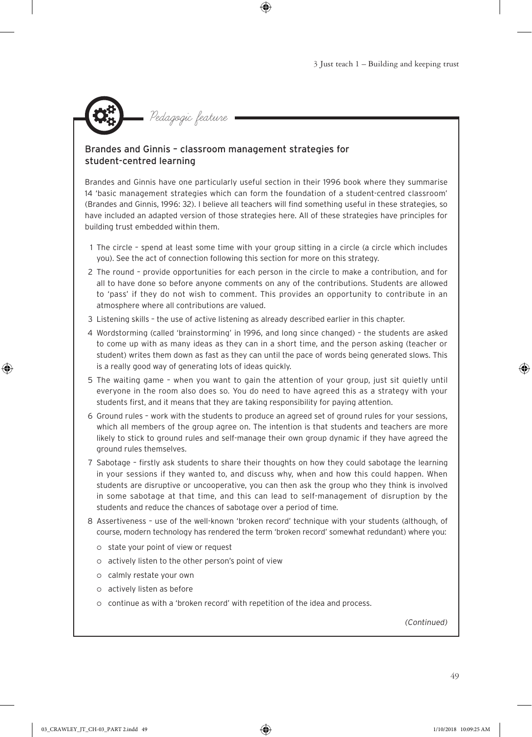*Pedagogic feature*

### Brandes and Ginnis – classroom management strategies for student-centred learning

Brandes and Ginnis have one particularly useful section in their 1996 book where they summarise 14 'basic management strategies which can form the foundation of a student-centred classroom' (Brandes and Ginnis, 1996: 32). I believe all teachers will find something useful in these strategies, so have included an adapted version of those strategies here. All of these strategies have principles for building trust embedded within them.

1. The circle – spend at least some time with your group sitting in a circle (a circle which includes you). See the act of connection following this section for more on this strategy.
2. The round – provide opportunities for each person in the circle to make a contribution, and for all to have done so before anyone comments on any of the contributions. Students are allowed to 'pass' if they do not wish to comment. This provides an opportunity to contribute in an atmosphere where all contributions are valued.
3. Listening skills – the use of active listening as already described earlier in this chapter.
4. Wordstorming (called 'brainstorming' in 1996, and long since changed) – the students are asked to come up with as many ideas as they can in a short time, and the person asking (teacher or student) writes them down as fast as they can until the pace of words being generated slows. This is a really good way of generating lots of ideas quickly.
5. The waiting game – when you want to gain the attention of your group, just sit quietly until everyone in the room also does so. You do need to have agreed this as a strategy with your students first, and it means that they are taking responsibility for paying attention.
6. Ground rules – work with the students to produce an agreed set of ground rules for your sessions, which all members of the group agree on. The intention is that students and teachers are more likely to stick to ground rules and self-manage their own group dynamic if they have agreed the ground rules themselves.
7. Sabotage – firstly ask students to share their thoughts on how they could sabotage the learning in your sessions if they wanted to, and discuss why, when and how this could happen. When students are disruptive or uncooperative, you can then ask the group who they think is involved in some sabotage at that time, and this can lead to self-management of disruption by the students and reduce the chances of sabotage over a period of time.
8. Assertiveness – use of the well-known 'broken record' technique with your students (although, of course, modern technology has rendered the term 'broken record' somewhat redundant) where you:
   - state your point of view or request
   - actively listen to the other person's point of view
   - calmly restate your own
   - actively listen as before
   - continue as with a 'broken record' with repetition of the idea and process.

*(Continued)*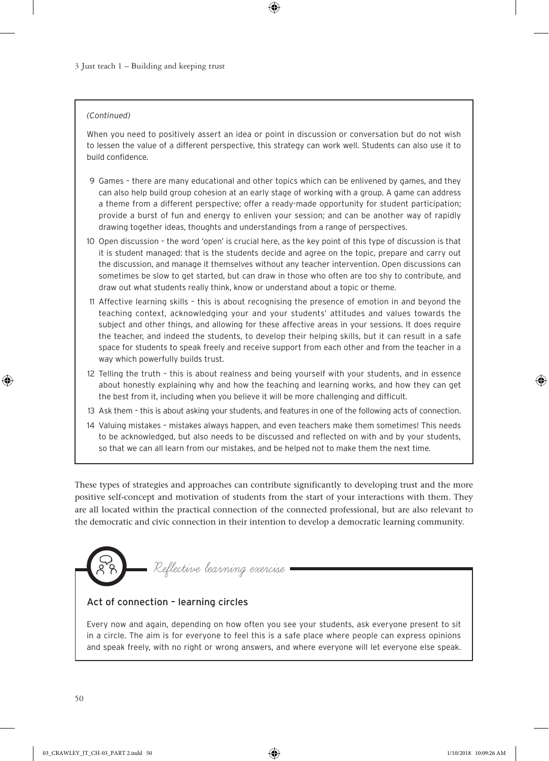*(Continued)*

When you need to positively assert an idea or point in discussion or conversation but do not wish to lessen the value of a different perspective, this strategy can work well. Students can also use it to build confidence.

9. Games – there are many educational and other topics which can be enlivened by games, and they can also help build group cohesion at an early stage of working with a group. A game can address a theme from a different perspective; offer a ready-made opportunity for student participation; provide a burst of fun and energy to enliven your session; and can be another way of rapidly drawing together ideas, thoughts and understandings from a range of perspectives.
10. Open discussion – the word 'open' is crucial here, as the key point of this type of discussion is that it is student managed: that is the students decide and agree on the topic, prepare and carry out the discussion, and manage it themselves without any teacher intervention. Open discussions can sometimes be slow to get started, but can draw in those who often are too shy to contribute, and draw out what students really think, know or understand about a topic or theme.
11. Affective learning skills – this is about recognising the presence of emotion in and beyond the teaching context, acknowledging your and your students' attitudes and values towards the subject and other things, and allowing for these affective areas in your sessions. It does require the teacher, and indeed the students, to develop their helping skills, but it can result in a safe space for students to speak freely and receive support from each other and from the teacher in a way which powerfully builds trust.
12. Telling the truth – this is about realness and being yourself with your students, and in essence about honestly explaining why and how the teaching and learning works, and how they can get the best from it, including when you believe it will be more challenging and difficult.
13. Ask them – this is about asking your students, and features in one of the following acts of connection.
14. Valuing mistakes – mistakes always happen, and even teachers make them sometimes! This needs to be acknowledged, but also needs to be discussed and reflected on with and by your students, so that we can all learn from our mistakes, and be helped not to make them the next time.

These types of strategies and approaches can contribute significantly to developing trust and the more positive self-concept and motivation of students from the start of your interactions with them. They are all located within the practical connection of the connected professional, but are also relevant to the democratic and civic connection in their intention to develop a democratic learning community.

*Reflective learning exercise*

### Act of connection – learning circles

Every now and again, depending on how often you see your students, ask everyone present to sit in a circle. The aim is for everyone to feel this is a safe place where people can express opinions and speak freely, with no right or wrong answers, and where everyone will let everyone else speak.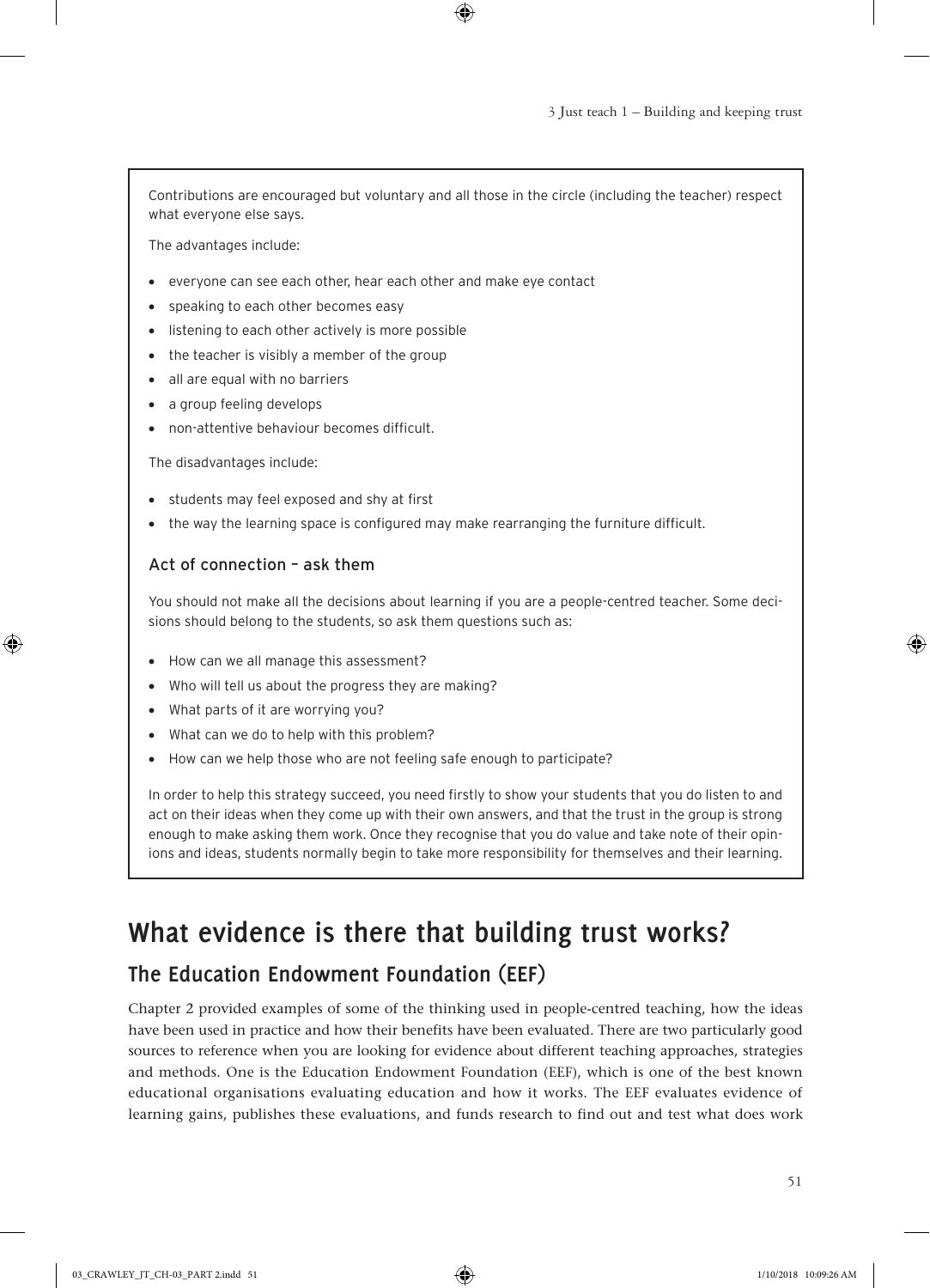Contributions are encouraged but voluntary and all those in the circle (including the teacher) respect what everyone else says.

The advantages include:

- everyone can see each other, hear each other and make eye contact
- speaking to each other becomes easy
- listening to each other actively is more possible
- the teacher is visibly a member of the group
- all are equal with no barriers
- a group feeling develops
- non-attentive behaviour becomes difficult.

The disadvantages include:

- students may feel exposed and shy at first
- the way the learning space is configured may make rearranging the furniture difficult.

### Act of connection – ask them

You should not make all the decisions about learning if you are a people-centred teacher. Some decisions should belong to the students, so ask them questions such as:

- How can we all manage this assessment?
- Who will tell us about the progress they are making?
- What parts of it are worrying you?
- What can we do to help with this problem?
- How can we help those who are not feeling safe enough to participate?

In order to help this strategy succeed, you need firstly to show your students that you do listen to and act on their ideas when they come up with their own answers, and that the trust in the group is strong enough to make asking them work. Once they recognise that you do value and take note of their opinions and ideas, students normally begin to take more responsibility for themselves and their learning.

# What evidence is there that building trust works?

## The Education Endowment Foundation (EEF)

Chapter 2 provided examples of some of the thinking used in people-centred teaching, how the ideas have been used in practice and how their benefits have been evaluated. There are two particularly good sources to reference when you are looking for evidence about different teaching approaches, strategies and methods. One is the Education Endowment Foundation (EEF), which is one of the best known educational organisations evaluating education and how it works. The EEF evaluates evidence of learning gains, publishes these evaluations, and funds research to find out and test what does work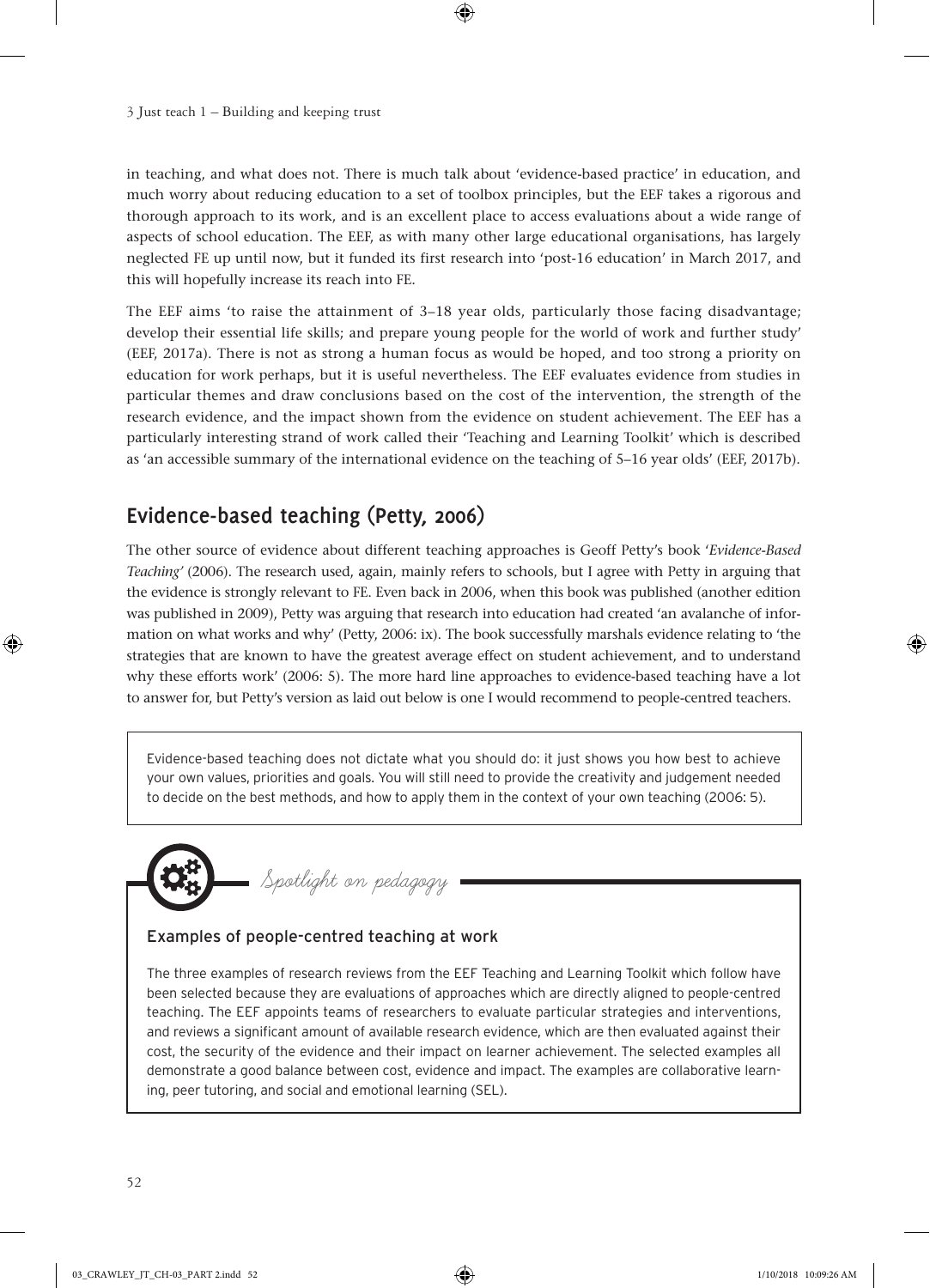in teaching, and what does not. There is much talk about 'evidence-based practice' in education, and much worry about reducing education to a set of toolbox principles, but the EEF takes a rigorous and thorough approach to its work, and is an excellent place to access evaluations about a wide range of aspects of school education. The EEF, as with many other large educational organisations, has largely neglected FE up until now, but it funded its first research into 'post-16 education' in March 2017, and this will hopefully increase its reach into FE.

The EEF aims 'to raise the attainment of 3–18 year olds, particularly those facing disadvantage; develop their essential life skills; and prepare young people for the world of work and further study' (EEF, 2017a). There is not as strong a human focus as would be hoped, and too strong a priority on education for work perhaps, but it is useful nevertheless. The EEF evaluates evidence from studies in particular themes and draw conclusions based on the cost of the intervention, the strength of the research evidence, and the impact shown from the evidence on student achievement. The EEF has a particularly interesting strand of work called their 'Teaching and Learning Toolkit' which is described as 'an accessible summary of the international evidence on the teaching of 5–16 year olds' (EEF, 2017b).

## Evidence-based teaching (Petty, 2006)

The other source of evidence about different teaching approaches is Geoff Petty's book '*Evidence-Based Teaching'* (2006). The research used, again, mainly refers to schools, but I agree with Petty in arguing that the evidence is strongly relevant to FE. Even back in 2006, when this book was published (another edition was published in 2009), Petty was arguing that research into education had created 'an avalanche of information on what works and why' (Petty, 2006: ix). The book successfully marshals evidence relating to 'the strategies that are known to have the greatest average effect on student achievement, and to understand why these efforts work' (2006: 5). The more hard line approaches to evidence-based teaching have a lot to answer for, but Petty's version as laid out below is one I would recommend to people-centred teachers.

> Evidence-based teaching does not dictate what you should do: it just shows you how best to achieve your own values, priorities and goals. You will still need to provide the creativity and judgement needed to decide on the best methods, and how to apply them in the context of your own teaching (2006: 5).

*Spotlight on pedagogy*

### Examples of people-centred teaching at work

The three examples of research reviews from the EEF Teaching and Learning Toolkit which follow have been selected because they are evaluations of approaches which are directly aligned to people-centred teaching. The EEF appoints teams of researchers to evaluate particular strategies and interventions, and reviews a significant amount of available research evidence, which are then evaluated against their cost, the security of the evidence and their impact on learner achievement. The selected examples all demonstrate a good balance between cost, evidence and impact. The examples are collaborative learning, peer tutoring, and social and emotional learning (SEL).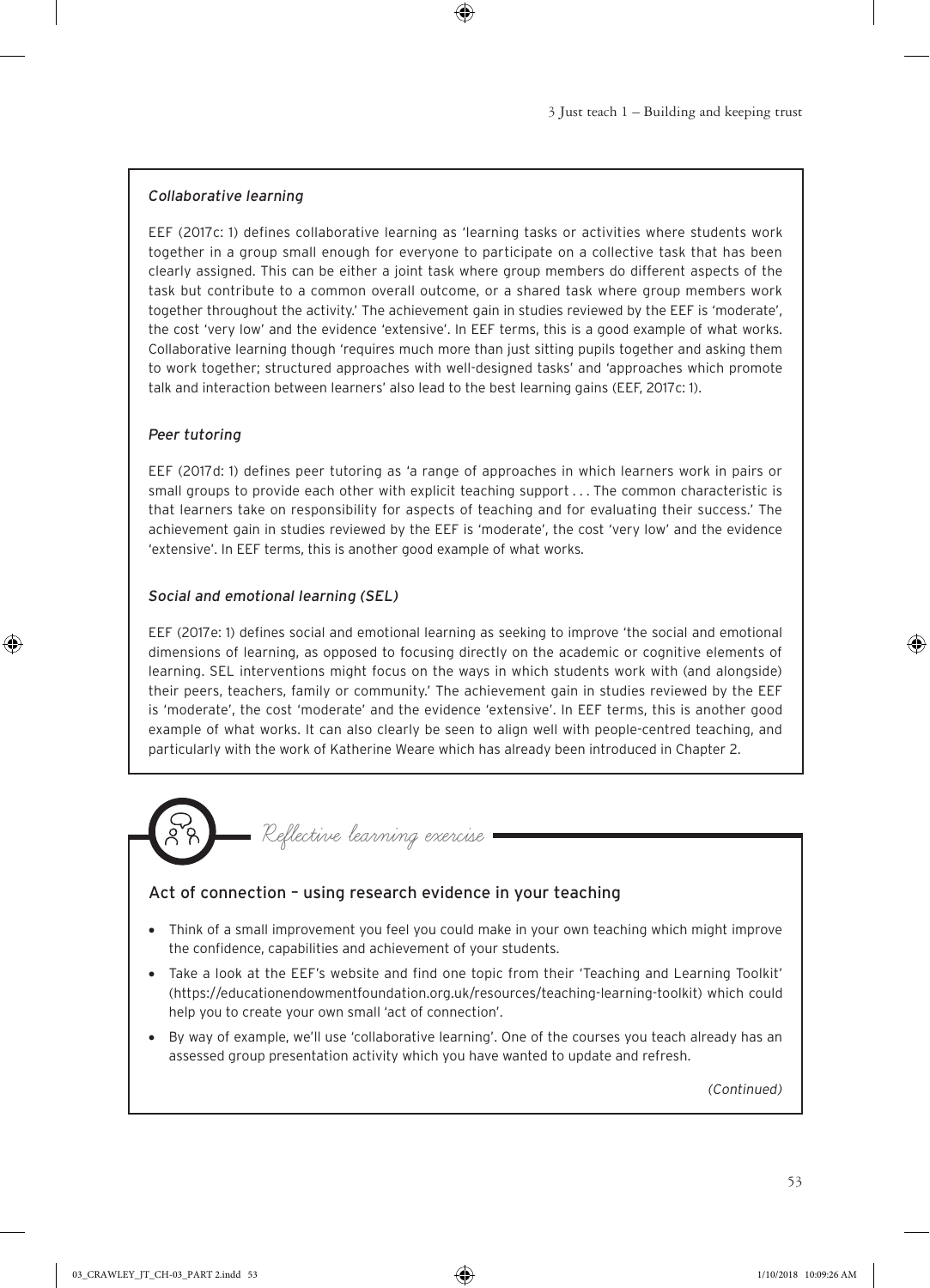### *Collaborative learning*

EEF (2017c: 1) defines collaborative learning as 'learning tasks or activities where students work together in a group small enough for everyone to participate on a collective task that has been clearly assigned. This can be either a joint task where group members do different aspects of the task but contribute to a common overall outcome, or a shared task where group members work together throughout the activity.' The achievement gain in studies reviewed by the EEF is 'moderate', the cost 'very low' and the evidence 'extensive'. In EEF terms, this is a good example of what works. Collaborative learning though 'requires much more than just sitting pupils together and asking them to work together; structured approaches with well-designed tasks' and 'approaches which promote talk and interaction between learners' also lead to the best learning gains (EEF, 2017c: 1).

### *Peer tutoring*

EEF (2017d: 1) defines peer tutoring as 'a range of approaches in which learners work in pairs or small groups to provide each other with explicit teaching support . . . The common characteristic is that learners take on responsibility for aspects of teaching and for evaluating their success.' The achievement gain in studies reviewed by the EEF is 'moderate', the cost 'very low' and the evidence 'extensive'. In EEF terms, this is another good example of what works.

### *Social and emotional learning (SEL)*

EEF (2017e: 1) defines social and emotional learning as seeking to improve 'the social and emotional dimensions of learning, as opposed to focusing directly on the academic or cognitive elements of learning. SEL interventions might focus on the ways in which students work with (and alongside) their peers, teachers, family or community.' The achievement gain in studies reviewed by the EEF is 'moderate', the cost 'moderate' and the evidence 'extensive'. In EEF terms, this is another good example of what works. It can also clearly be seen to align well with people-centred teaching, and particularly with the work of Katherine Weare which has already been introduced in Chapter 2.

*Reflective learning exercise*

## Act of connection – using research evidence in your teaching

- Think of a small improvement you feel you could make in your own teaching which might improve the confidence, capabilities and achievement of your students.
- Take a look at the EEF's website and find one topic from their 'Teaching and Learning Toolkit' (https://educationendowmentfoundation.org.uk/resources/teaching-learning-toolkit) which could help you to create your own small 'act of connection'.
- By way of example, we'll use 'collaborative learning'. One of the courses you teach already has an assessed group presentation activity which you have wanted to update and refresh.

*(Continued)*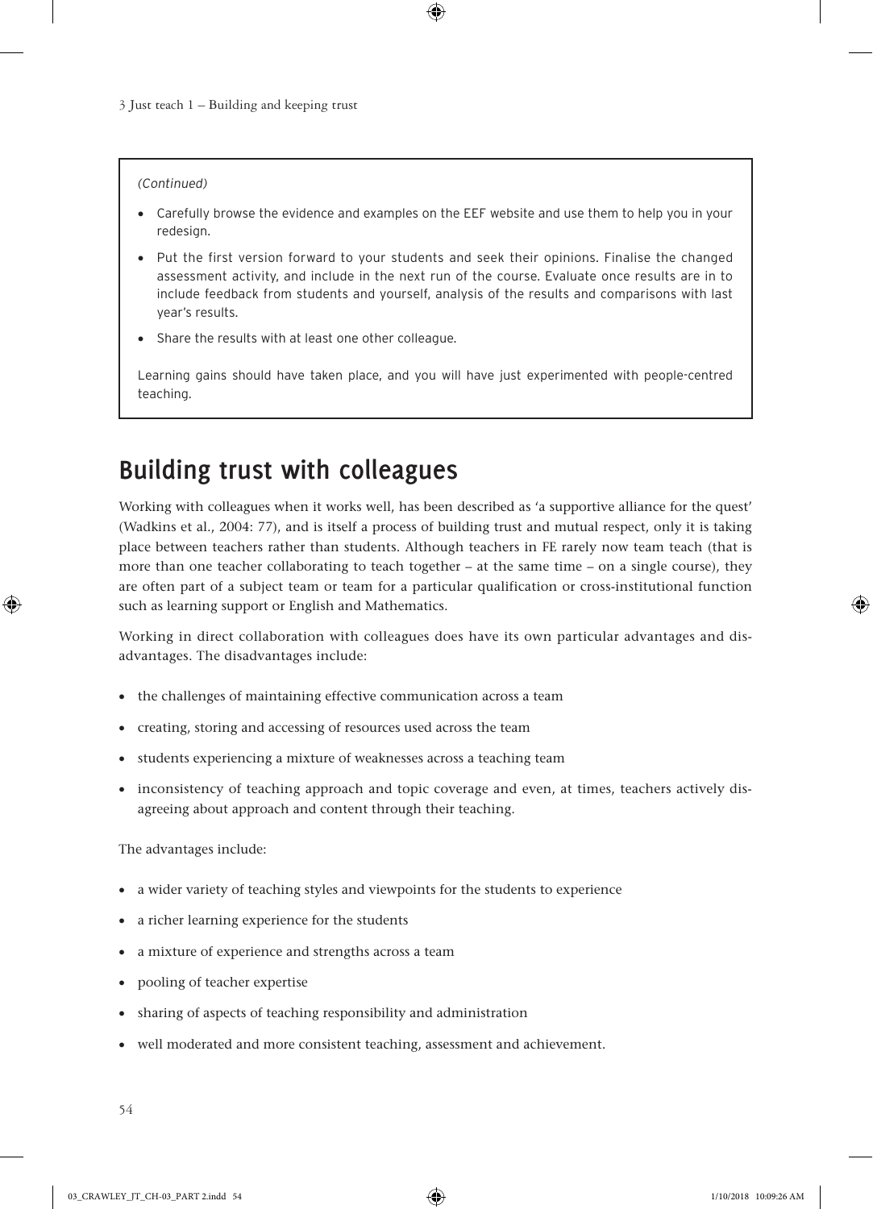*(Continued)*

- Carefully browse the evidence and examples on the EEF website and use them to help you in your redesign.
- Put the first version forward to your students and seek their opinions. Finalise the changed assessment activity, and include in the next run of the course. Evaluate once results are in to include feedback from students and yourself, analysis of the results and comparisons with last year's results.
- Share the results with at least one other colleague.

Learning gains should have taken place, and you will have just experimented with people-centred teaching.

## Building trust with colleagues

Working with colleagues when it works well, has been described as 'a supportive alliance for the quest' (Wadkins et al., 2004: 77), and is itself a process of building trust and mutual respect, only it is taking place between teachers rather than students. Although teachers in FE rarely now team teach (that is more than one teacher collaborating to teach together – at the same time – on a single course), they are often part of a subject team or team for a particular qualification or cross-institutional function such as learning support or English and Mathematics.

Working in direct collaboration with colleagues does have its own particular advantages and disadvantages. The disadvantages include:

- the challenges of maintaining effective communication across a team
- creating, storing and accessing of resources used across the team
- students experiencing a mixture of weaknesses across a teaching team
- inconsistency of teaching approach and topic coverage and even, at times, teachers actively disagreeing about approach and content through their teaching.

The advantages include:

- a wider variety of teaching styles and viewpoints for the students to experience
- a richer learning experience for the students
- a mixture of experience and strengths across a team
- pooling of teacher expertise
- sharing of aspects of teaching responsibility and administration
- well moderated and more consistent teaching, assessment and achievement.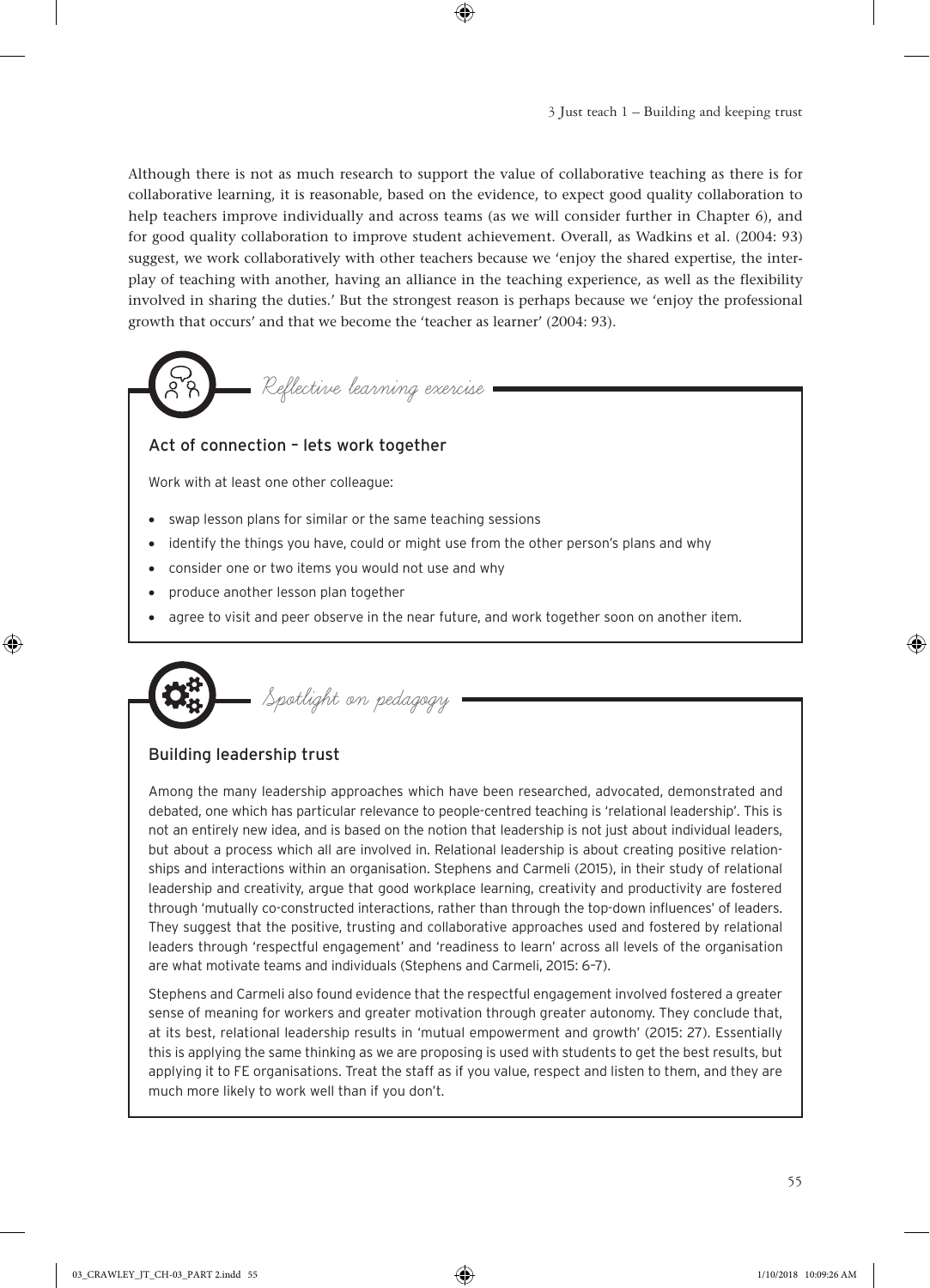Although there is not as much research to support the value of collaborative teaching as there is for collaborative learning, it is reasonable, based on the evidence, to expect good quality collaboration to help teachers improve individually and across teams (as we will consider further in Chapter 6), and for good quality collaboration to improve student achievement. Overall, as Wadkins et al. (2004: 93) suggest, we work collaboratively with other teachers because we 'enjoy the shared expertise, the interplay of teaching with another, having an alliance in the teaching experience, as well as the flexibility involved in sharing the duties.' But the strongest reason is perhaps because we 'enjoy the professional growth that occurs' and that we become the 'teacher as learner' (2004: 93).

*Reflective learning exercise*

### Act of connection – lets work together

Work with at least one other colleague:

- swap lesson plans for similar or the same teaching sessions
- identify the things you have, could or might use from the other person's plans and why
- consider one or two items you would not use and why
- produce another lesson plan together
- agree to visit and peer observe in the near future, and work together soon on another item.

*Spotlight on pedagogy*

### Building leadership trust

Among the many leadership approaches which have been researched, advocated, demonstrated and debated, one which has particular relevance to people-centred teaching is 'relational leadership'. This is not an entirely new idea, and is based on the notion that leadership is not just about individual leaders, but about a process which all are involved in. Relational leadership is about creating positive relationships and interactions within an organisation. Stephens and Carmeli (2015), in their study of relational leadership and creativity, argue that good workplace learning, creativity and productivity are fostered through 'mutually co-constructed interactions, rather than through the top-down influences' of leaders. They suggest that the positive, trusting and collaborative approaches used and fostered by relational leaders through 'respectful engagement' and 'readiness to learn' across all levels of the organisation are what motivate teams and individuals (Stephens and Carmeli, 2015: 6–7).

Stephens and Carmeli also found evidence that the respectful engagement involved fostered a greater sense of meaning for workers and greater motivation through greater autonomy. They conclude that, at its best, relational leadership results in 'mutual empowerment and growth' (2015: 27). Essentially this is applying the same thinking as we are proposing is used with students to get the best results, but applying it to FE organisations. Treat the staff as if you value, respect and listen to them, and they are much more likely to work well than if you don't.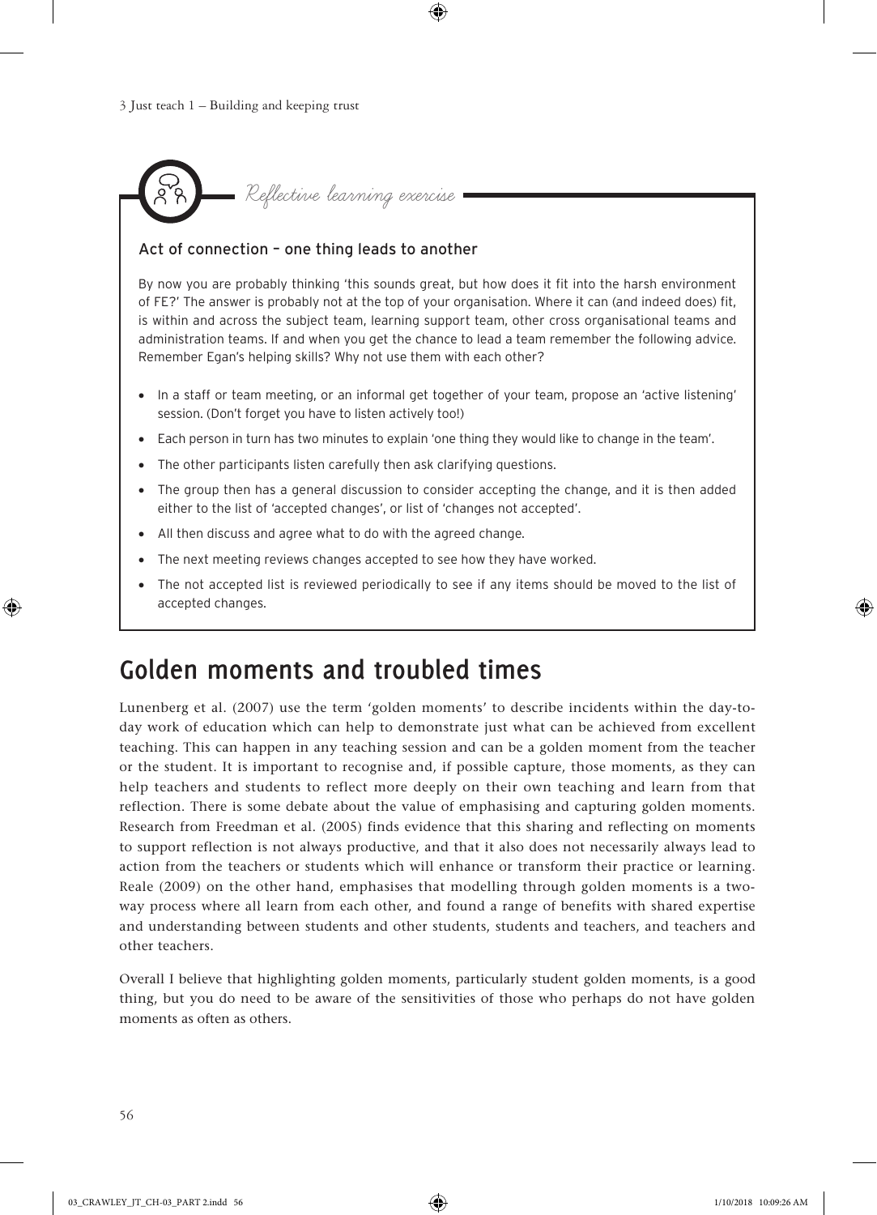*Reflective learning exercise*

### Act of connection – one thing leads to another

By now you are probably thinking 'this sounds great, but how does it fit into the harsh environment of FE?' The answer is probably not at the top of your organisation. Where it can (and indeed does) fit, is within and across the subject team, learning support team, other cross organisational teams and administration teams. If and when you get the chance to lead a team remember the following advice. Remember Egan's helping skills? Why not use them with each other?

- In a staff or team meeting, or an informal get together of your team, propose an 'active listening' session. (Don't forget you have to listen actively too!)
- Each person in turn has two minutes to explain 'one thing they would like to change in the team'.
- The other participants listen carefully then ask clarifying questions.
- The group then has a general discussion to consider accepting the change, and it is then added either to the list of 'accepted changes', or list of 'changes not accepted'.
- All then discuss and agree what to do with the agreed change.
- The next meeting reviews changes accepted to see how they have worked.
- The not accepted list is reviewed periodically to see if any items should be moved to the list of accepted changes.

## Golden moments and troubled times

Lunenberg et al. (2007) use the term 'golden moments' to describe incidents within the day-to-day work of education which can help to demonstrate just what can be achieved from excellent teaching. This can happen in any teaching session and can be a golden moment from the teacher or the student. It is important to recognise and, if possible capture, those moments, as they can help teachers and students to reflect more deeply on their own teaching and learn from that reflection. There is some debate about the value of emphasising and capturing golden moments. Research from Freedman et al. (2005) finds evidence that this sharing and reflecting on moments to support reflection is not always productive, and that it also does not necessarily always lead to action from the teachers or students which will enhance or transform their practice or learning. Reale (2009) on the other hand, emphasises that modelling through golden moments is a two-way process where all learn from each other, and found a range of benefits with shared expertise and understanding between students and other students, students and teachers, and teachers and other teachers.

Overall I believe that highlighting golden moments, particularly student golden moments, is a good thing, but you do need to be aware of the sensitivities of those who perhaps do not have golden moments as often as others.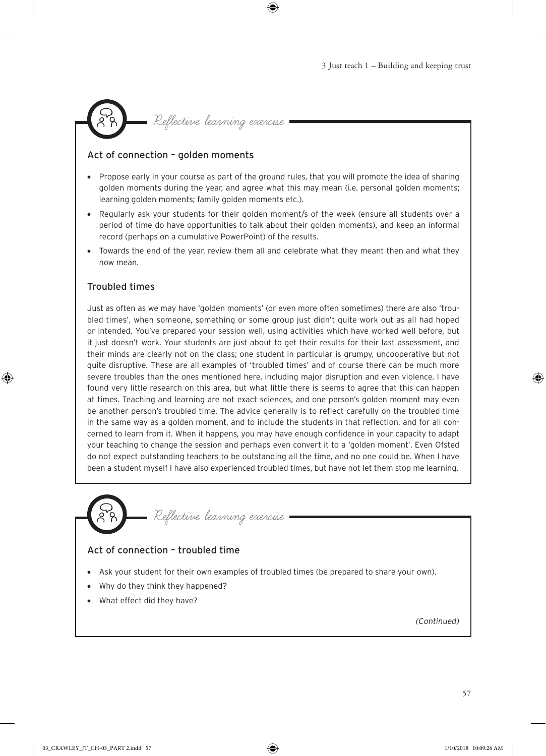*Reflective learning exercise*

### Act of connection – golden moments

- Propose early in your course as part of the ground rules, that you will promote the idea of sharing golden moments during the year, and agree what this may mean (i.e. personal golden moments; learning golden moments; family golden moments etc.).
- Regularly ask your students for their golden moment/s of the week (ensure all students over a period of time do have opportunities to talk about their golden moments), and keep an informal record (perhaps on a cumulative PowerPoint) of the results.
- Towards the end of the year, review them all and celebrate what they meant then and what they now mean.

### Troubled times

Just as often as we may have 'golden moments' (or even more often sometimes) there are also 'troubled times', when someone, something or some group just didn't quite work out as all had hoped or intended. You've prepared your session well, using activities which have worked well before, but it just doesn't work. Your students are just about to get their results for their last assessment, and their minds are clearly not on the class; one student in particular is grumpy, uncooperative but not quite disruptive. These are all examples of 'troubled times' and of course there can be much more severe troubles than the ones mentioned here, including major disruption and even violence. I have found very little research on this area, but what little there is seems to agree that this can happen at times. Teaching and learning are not exact sciences, and one person's golden moment may even be another person's troubled time. The advice generally is to reflect carefully on the troubled time in the same way as a golden moment, and to include the students in that reflection, and for all concerned to learn from it. When it happens, you may have enough confidence in your capacity to adapt your teaching to change the session and perhaps even convert it to a 'golden moment'. Even Ofsted do not expect outstanding teachers to be outstanding all the time, and no one could be. When I have been a student myself I have also experienced troubled times, but have not let them stop me learning.

*Reflective learning exercise*

### Act of connection – troubled time

- Ask your student for their own examples of troubled times (be prepared to share your own).
- Why do they think they happened?
- What effect did they have?

*(Continued)*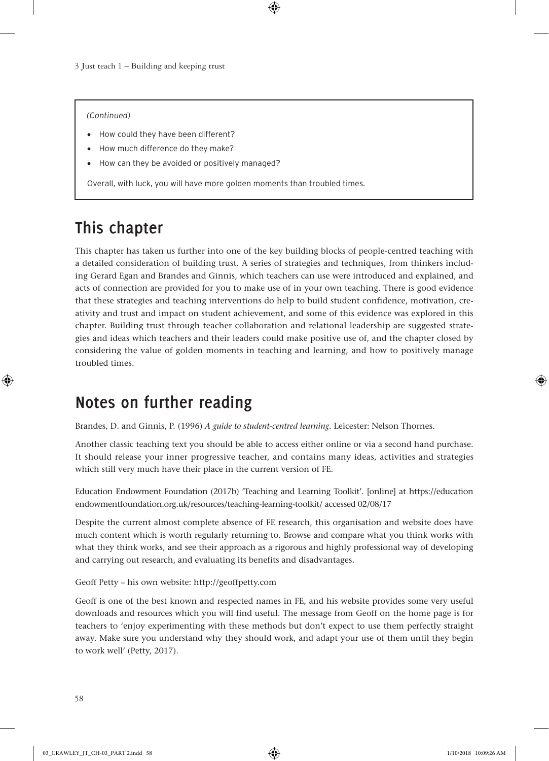*(Continued)*

- How could they have been different?
- How much difference do they make?
- How can they be avoided or positively managed?

Overall, with luck, you will have more golden moments than troubled times.

## This chapter

This chapter has taken us further into one of the key building blocks of people-centred teaching with a detailed consideration of building trust. A series of strategies and techniques, from thinkers including Gerard Egan and Brandes and Ginnis, which teachers can use were introduced and explained, and acts of connection are provided for you to make use of in your own teaching. There is good evidence that these strategies and teaching interventions do help to build student confidence, motivation, creativity and trust and impact on student achievement, and some of this evidence was explored in this chapter. Building trust through teacher collaboration and relational leadership are suggested strategies and ideas which teachers and their leaders could make positive use of, and the chapter closed by considering the value of golden moments in teaching and learning, and how to positively manage troubled times.

## Notes on further reading

Brandes, D. and Ginnis, P. (1996) *A guide to student-centred learning*. Leicester: Nelson Thornes.

Another classic teaching text you should be able to access either online or via a second hand purchase. It should release your inner progressive teacher, and contains many ideas, activities and strategies which still very much have their place in the current version of FE.

Education Endowment Foundation (2017b) 'Teaching and Learning Toolkit'. [online] at https://educationendowmentfoundation.org.uk/resources/teaching-learning-toolkit/ accessed 02/08/17

Despite the current almost complete absence of FE research, this organisation and website does have much content which is worth regularly returning to. Browse and compare what you think works with what they think works, and see their approach as a rigorous and highly professional way of developing and carrying out research, and evaluating its benefits and disadvantages.

Geoff Petty – his own website: http://geoffpetty.com

Geoff is one of the best known and respected names in FE, and his website provides some very useful downloads and resources which you will find useful. The message from Geoff on the home page is for teachers to 'enjoy experimenting with these methods but don't expect to use them perfectly straight away. Make sure you understand why they should work, and adapt your use of them until they begin to work well' (Petty, 2017).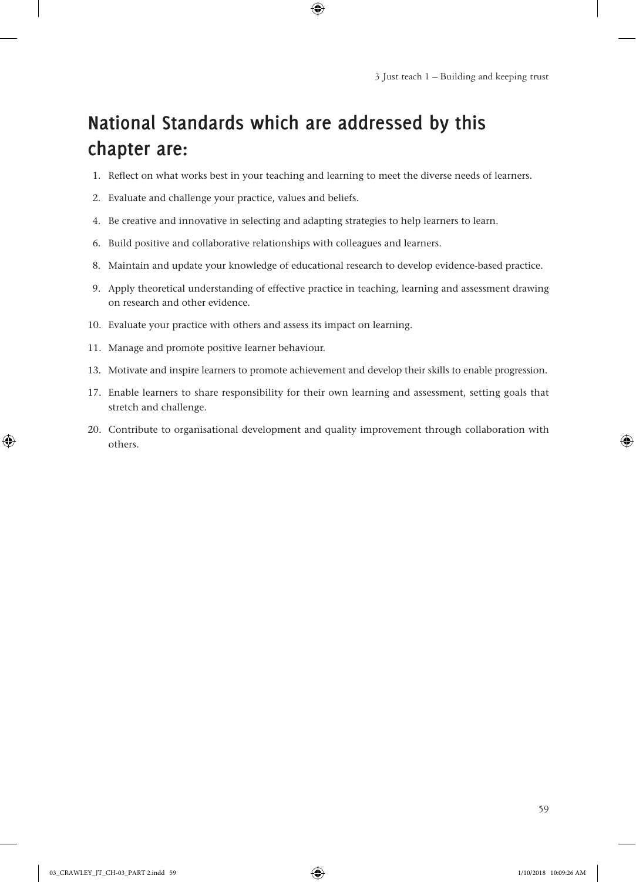## National Standards which are addressed by this chapter are:

1. Reflect on what works best in your teaching and learning to meet the diverse needs of learners.
2. Evaluate and challenge your practice, values and beliefs.
4. Be creative and innovative in selecting and adapting strategies to help learners to learn.
6. Build positive and collaborative relationships with colleagues and learners.
8. Maintain and update your knowledge of educational research to develop evidence-based practice.
9. Apply theoretical understanding of effective practice in teaching, learning and assessment drawing on research and other evidence.
10. Evaluate your practice with others and assess its impact on learning.
11. Manage and promote positive learner behaviour.
13. Motivate and inspire learners to promote achievement and develop their skills to enable progression.
17. Enable learners to share responsibility for their own learning and assessment, setting goals that stretch and challenge.
20. Contribute to organisational development and quality improvement through collaboration with others.